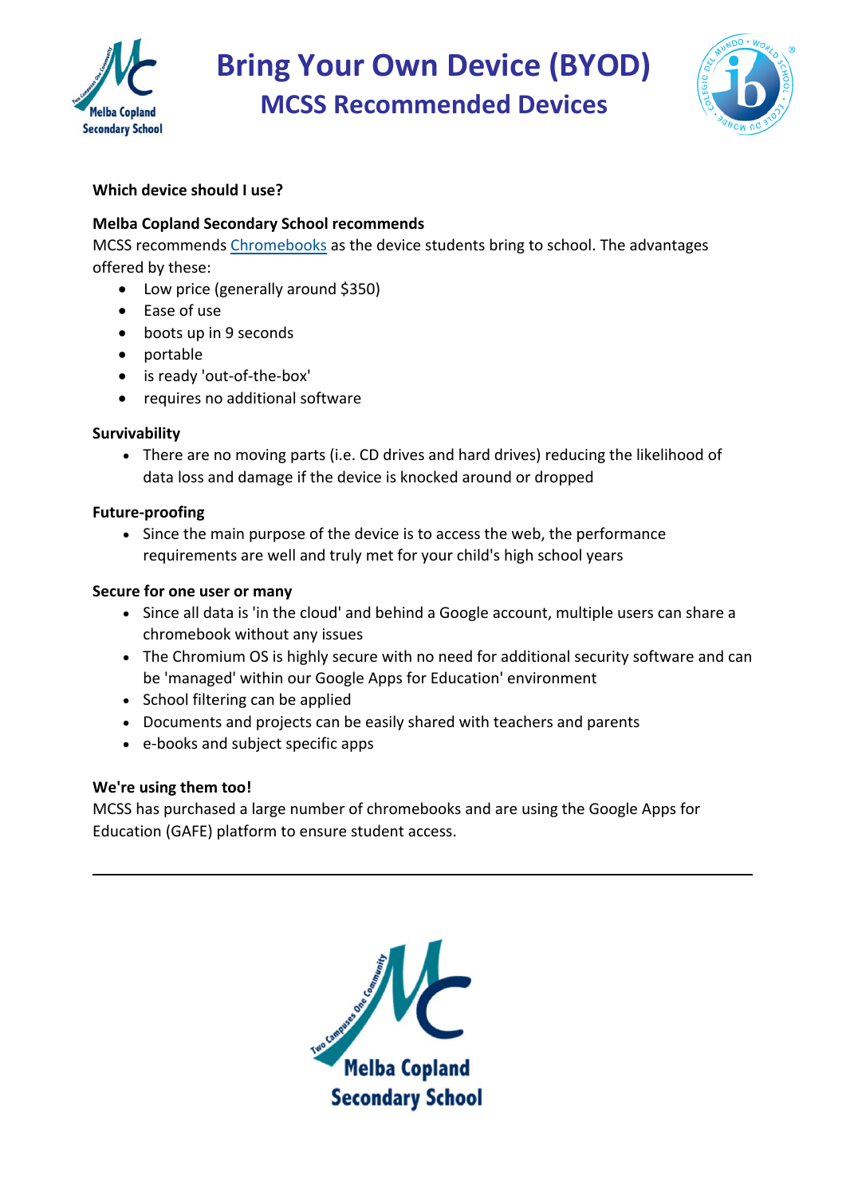# Bring Your Own Device (BYOD)

## MCSS Recommended Devices

**Which device should I use?**

**Melba Copland Secondary School recommends**

MCSS recommends Chromebooks as the device students bring to school. The advantages offered by these:

- Low price (generally around $350)
- Ease of use
- boots up in 9 seconds
- portable
- is ready 'out-of-the-box'
- requires no additional software

**Survivability**

- There are no moving parts (i.e. CD drives and hard drives) reducing the likelihood of data loss and damage if the device is knocked around or dropped

**Future-proofing**

- Since the main purpose of the device is to access the web, the performance requirements are well and truly met for your child's high school years

**Secure for one user or many**

- Since all data is 'in the cloud' and behind a Google account, multiple users can share a chromebook without any issues
- The Chromium OS is highly secure with no need for additional security software and can be 'managed' within our Google Apps for Education' environment
- School filtering can be applied
- Documents and projects can be easily shared with teachers and parents
- e-books and subject specific apps

**We're using them too!**

MCSS has purchased a large number of chromebooks and are using the Google Apps for Education (GAFE) platform to ensure student access.

---

Two Campuses One Community

Melba Copland Secondary School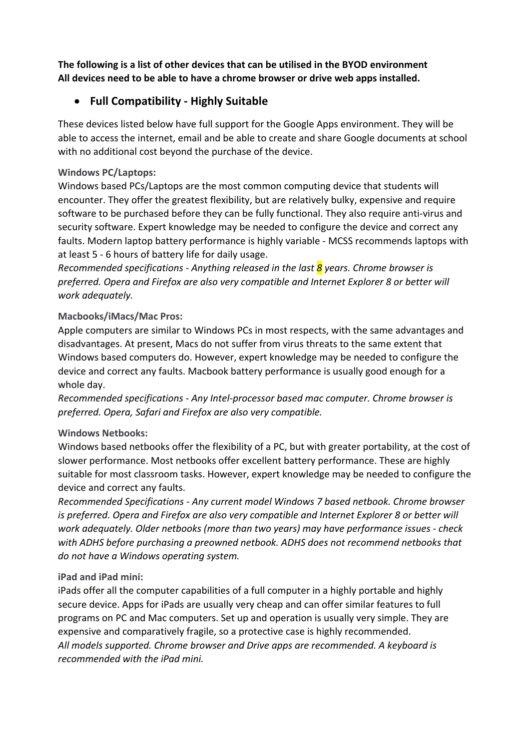**The following is a list of other devices that can be utilised in the BYOD environment**
**All devices need to be able to have a chrome browser or drive web apps installed.**

- **Full Compatibility - Highly Suitable**

These devices listed below have full support for the Google Apps environment. They will be able to access the internet, email and be able to create and share Google documents at school with no additional cost beyond the purchase of the device.

**Windows PC/Laptops:**

Windows based PCs/Laptops are the most common computing device that students will encounter. They offer the greatest flexibility, but are relatively bulky, expensive and require software to be purchased before they can be fully functional. They also require anti-virus and security software. Expert knowledge may be needed to configure the device and correct any faults. Modern laptop battery performance is highly variable - MCSS recommends laptops with at least 5 - 6 hours of battery life for daily usage.

*Recommended specifications - Anything released in the last 8 years. Chrome browser is preferred. Opera and Firefox are also very compatible and Internet Explorer 8 or better will work adequately.*

**Macbooks/iMacs/Mac Pros:**

Apple computers are similar to Windows PCs in most respects, with the same advantages and disadvantages. At present, Macs do not suffer from virus threats to the same extent that Windows based computers do. However, expert knowledge may be needed to configure the device and correct any faults. Macbook battery performance is usually good enough for a whole day.

*Recommended specifications - Any Intel-processor based mac computer. Chrome browser is preferred. Opera, Safari and Firefox are also very compatible.*

**Windows Netbooks:**

Windows based netbooks offer the flexibility of a PC, but with greater portability, at the cost of slower performance. Most netbooks offer excellent battery performance. These are highly suitable for most classroom tasks. However, expert knowledge may be needed to configure the device and correct any faults.

*Recommended Specifications - Any current model Windows 7 based netbook. Chrome browser is preferred. Opera and Firefox are also very compatible and Internet Explorer 8 or better will work adequately. Older netbooks (more than two years) may have performance issues - check with ADHS before purchasing a preowned netbook. ADHS does not recommend netbooks that do not have a Windows operating system.*

**iPad and iPad mini:**

iPads offer all the computer capabilities of a full computer in a highly portable and highly secure device. Apps for iPads are usually very cheap and can offer similar features to full programs on PC and Mac computers. Set up and operation is usually very simple. They are expensive and comparatively fragile, so a protective case is highly recommended.

*All models supported. Chrome browser and Drive apps are recommended. A keyboard is recommended with the iPad mini.*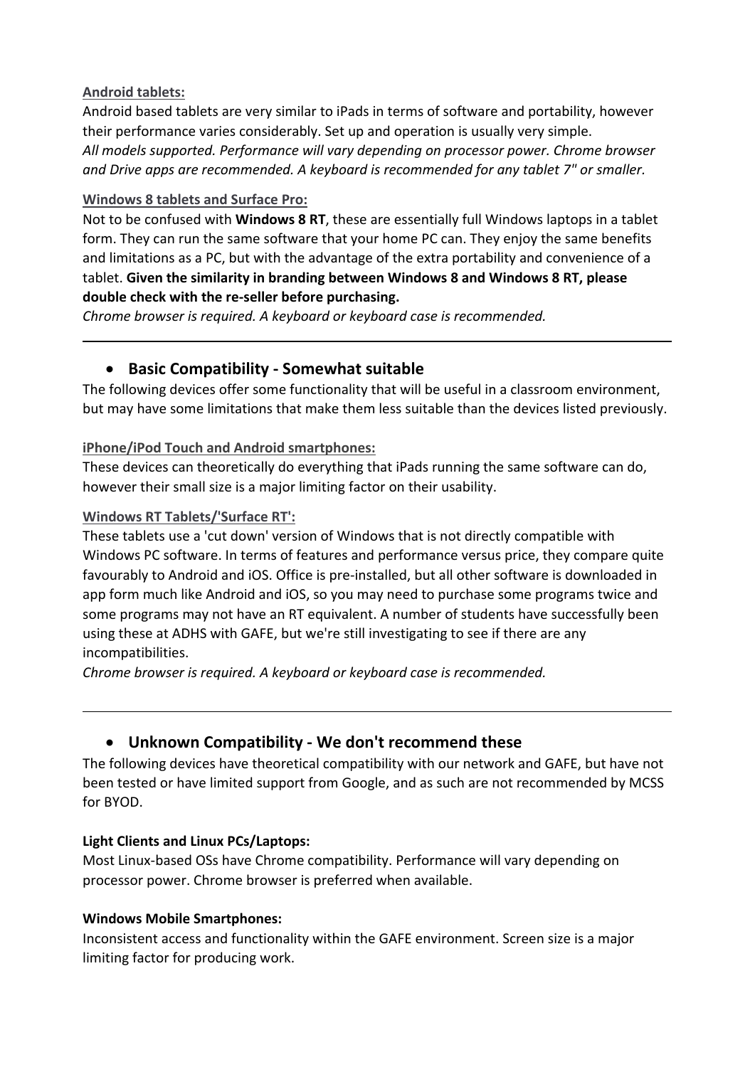**Android tablets:**

Android based tablets are very similar to iPads in terms of software and portability, however their performance varies considerably. Set up and operation is usually very simple.
*All models supported. Performance will vary depending on processor power. Chrome browser and Drive apps are recommended. A keyboard is recommended for any tablet 7" or smaller.*

**Windows 8 tablets and Surface Pro:**

Not to be confused with **Windows 8 RT**, these are essentially full Windows laptops in a tablet form. They can run the same software that your home PC can. They enjoy the same benefits and limitations as a PC, but with the advantage of the extra portability and convenience of a tablet. **Given the similarity in branding between Windows 8 and Windows 8 RT, please double check with the re-seller before purchasing.**
*Chrome browser is required. A keyboard or keyboard case is recommended.*

---

- ## Basic Compatibility - Somewhat suitable

The following devices offer some functionality that will be useful in a classroom environment, but may have some limitations that make them less suitable than the devices listed previously.

**iPhone/iPod Touch and Android smartphones:**

These devices can theoretically do everything that iPads running the same software can do, however their small size is a major limiting factor on their usability.

**Windows RT Tablets/'Surface RT':**

These tablets use a 'cut down' version of Windows that is not directly compatible with Windows PC software. In terms of features and performance versus price, they compare quite favourably to Android and iOS. Office is pre-installed, but all other software is downloaded in app form much like Android and iOS, so you may need to purchase some programs twice and some programs may not have an RT equivalent. A number of students have successfully been using these at ADHS with GAFE, but we're still investigating to see if there are any incompatibilities.
*Chrome browser is required. A keyboard or keyboard case is recommended.*

---

- ## Unknown Compatibility - We don't recommend these

The following devices have theoretical compatibility with our network and GAFE, but have not been tested or have limited support from Google, and as such are not recommended by MCSS for BYOD.

**Light Clients and Linux PCs/Laptops:**

Most Linux-based OSs have Chrome compatibility. Performance will vary depending on processor power. Chrome browser is preferred when available.

**Windows Mobile Smartphones:**

Inconsistent access and functionality within the GAFE environment. Screen size is a major limiting factor for producing work.